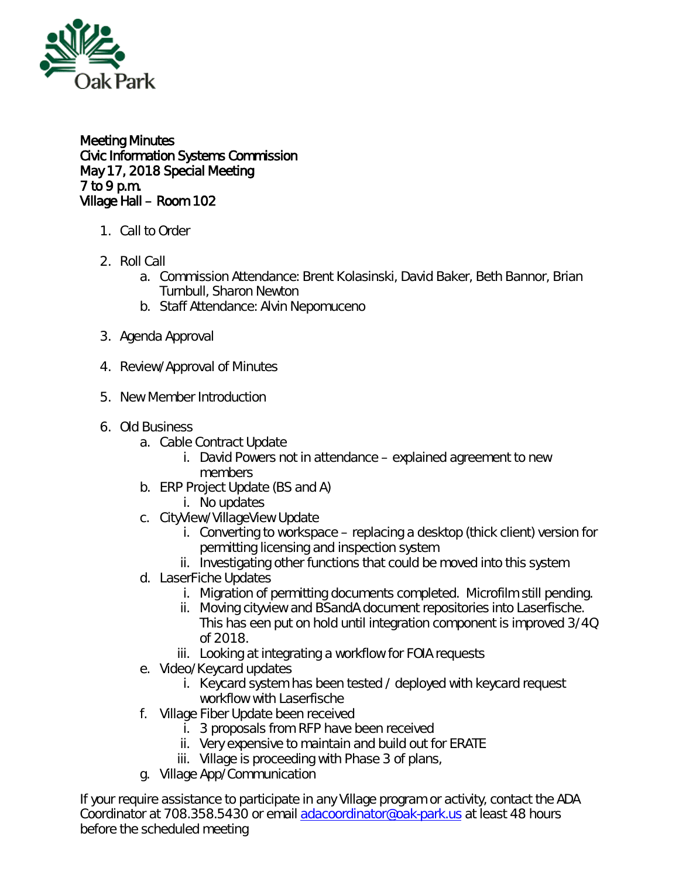**Meeting Minutes**
**Civic Information Systems Commission**
**May 17, 2018 Special Meeting**
**7 to 9 p.m.**
**Village Hall – Room 102**

1. Call to Order

2. Roll Call
   a. Commission Attendance: Brent Kolasinski, David Baker, Beth Bannor, Brian Turnbull, Sharon Newton
   b. Staff Attendance: Alvin Nepomuceno

3. Agenda Approval

4. Review/Approval of Minutes

5. New Member Introduction

6. Old Business
   a. Cable Contract Update
      i. David Powers not in attendance – explained agreement to new members
   b. ERP Project Update (BS and A)
      i. No updates
   c. CityView/VillageView Update
      i. Converting to workspace – replacing a desktop (thick client) version for permitting licensing and inspection system
      ii. Investigating other functions that could be moved into this system
   d. LaserFiche Updates
      i. Migration of permitting documents completed. Microfilm still pending.
      ii. Moving cityview and BSandA document repositories into Laserfische. This has een put on hold until integration component is improved 3/4Q of 2018.
      iii. Looking at integrating a workflow for FOIA requests
   e. Video/Keycard updates
      i. Keycard system has been tested / deployed with keycard request workflow with Laserfische
   f. Village Fiber Update been received
      i. 3 proposals from RFP have been received
      ii. Very expensive to maintain and build out for ERATE
      iii. Village is proceeding with Phase 3 of plans,
   g. Village App/Communication

If your require assistance to participate in any Village program or activity, contact the ADA Coordinator at 708.358.5430 or email adacoordinator@oak-park.us at least 48 hours before the scheduled meeting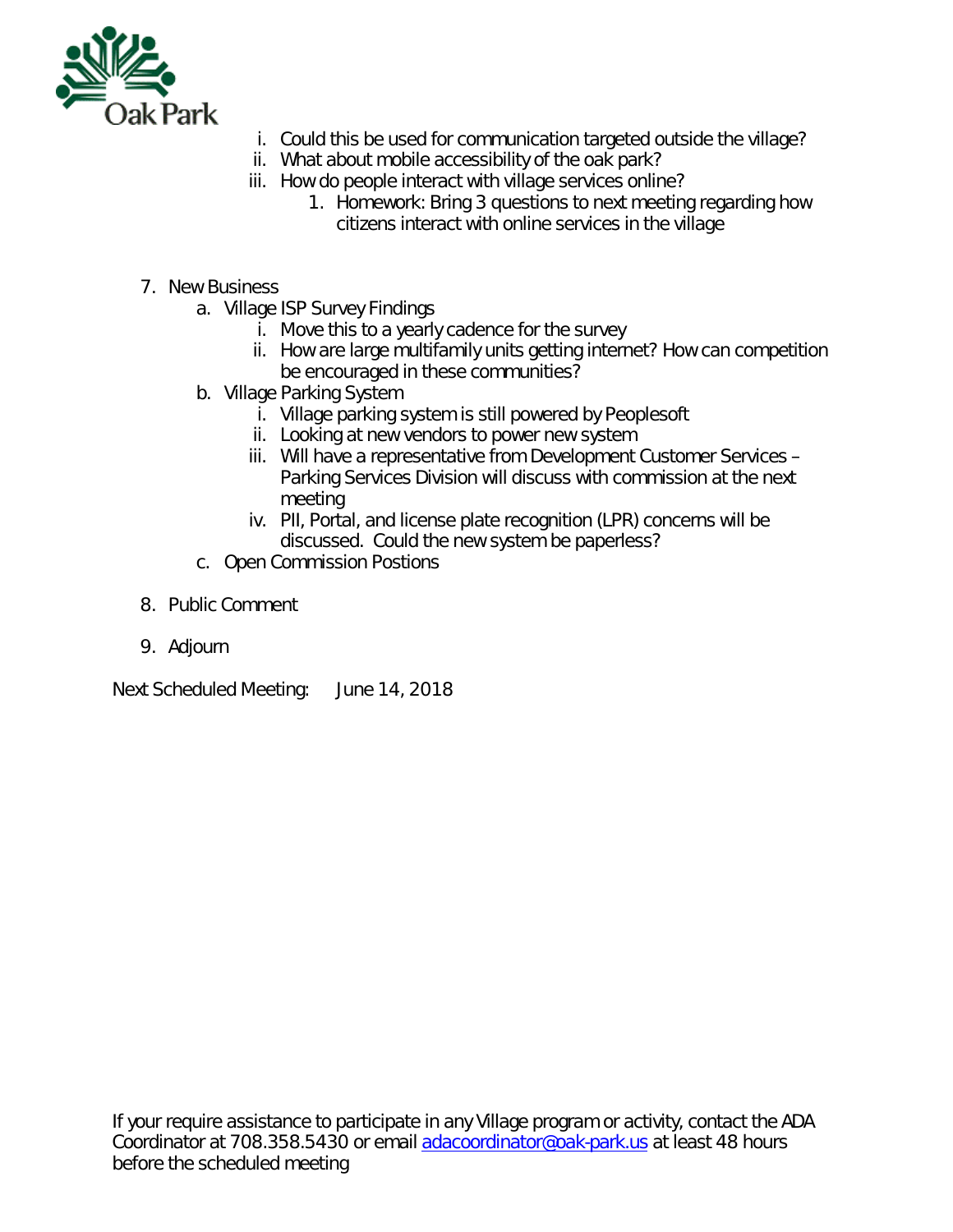i. Could this be used for communication targeted outside the village?
   ii. What about mobile accessibility of the oak park?
   iii. How do people interact with village services online?
      1. Homework: Bring 3 questions to next meeting regarding how citizens interact with online services in the village

7. New Business
   a. Village ISP Survey Findings
      i. Move this to a yearly cadence for the survey
      ii. How are large multifamily units getting internet? How can competition be encouraged in these communities?
   b. Village Parking System
      i. Village parking system is still powered by Peoplesoft
      ii. Looking at new vendors to power new system
      iii. Will have a representative from Development Customer Services – Parking Services Division will discuss with commission at the next meeting
      iv. PII, Portal, and license plate recognition (LPR) concerns will be discussed. Could the new system be paperless?
   c. Open Commission Postions

8. Public Comment

9. Adjourn

Next Scheduled Meeting: June 14, 2018

If your require assistance to participate in any Village program or activity, contact the ADA Coordinator at 708.358.5430 or email adacoordinator@oak-park.us at least 48 hours before the scheduled meeting